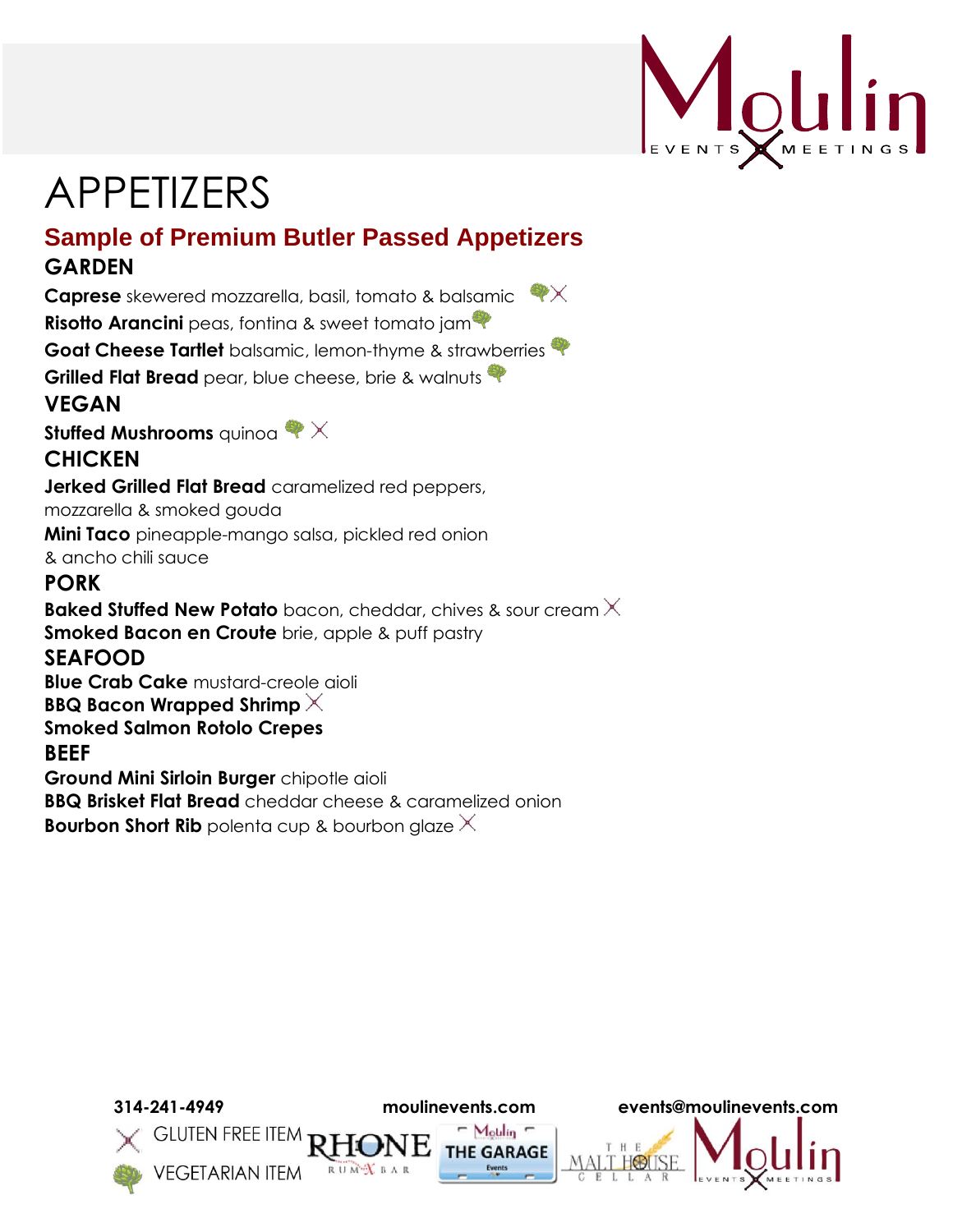# APPETIZERS

## Sample of Premium Butler Passed Appetizers

### GARDEN

**Caprese** skewered mozzarella, basil, tomato & balsamic (Vegetarian) (Gluten Free)
**Risotto Arancini** peas, fontina & sweet tomato jam (Vegetarian)
**Goat Cheese Tartlet** balsamic, lemon-thyme & strawberries (Vegetarian)
**Grilled Flat Bread** pear, blue cheese, brie & walnuts (Vegetarian)

### VEGAN

**Stuffed Mushrooms** quinoa (Vegetarian) (Gluten Free)

### CHICKEN

**Jerked Grilled Flat Bread** caramelized red peppers, mozzarella & smoked gouda
**Mini Taco** pineapple-mango salsa, pickled red onion & ancho chili sauce

### PORK

**Baked Stuffed New Potato** bacon, cheddar, chives & sour cream (Gluten Free)
**Smoked Bacon en Croute** brie, apple & puff pastry

### SEAFOOD

**Blue Crab Cake** mustard-creole aioli
**BBQ Bacon Wrapped Shrimp** (Gluten Free)
**Smoked Salmon Rotolo Crepes**

### BEEF

**Ground Mini Sirloin Burger** chipotle aioli
**BBQ Brisket Flat Bread** cheddar cheese & caramelized onion
**Bourbon Short Rib** polenta cup & bourbon glaze (Gluten Free)

**314-241-4949** **moulinevents.com** **events@moulinevents.com**

GLUTEN FREE ITEM
VEGETARIAN ITEM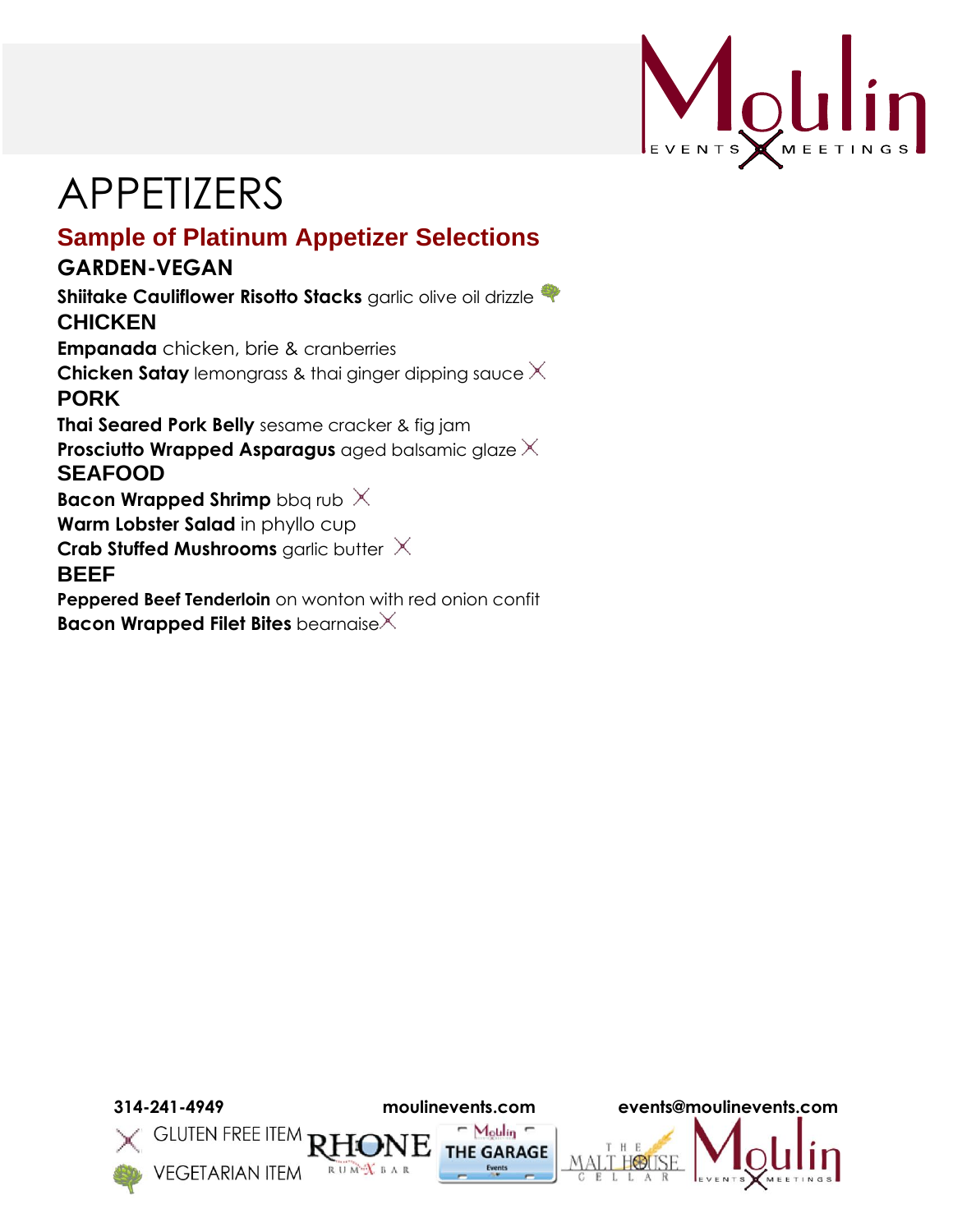# APPETIZERS

## Sample of Platinum Appetizer Selections

### GARDEN-VEGAN

**Shiitake Cauliflower Risotto Stacks** garlic olive oil drizzle

### CHICKEN

**Empanada** chicken, brie & cranberries
**Chicken Satay** lemongrass & thai ginger dipping sauce

### PORK

**Thai Seared Pork Belly** sesame cracker & fig jam
**Prosciutto Wrapped Asparagus** aged balsamic glaze

### SEAFOOD

**Bacon Wrapped Shrimp** bbq rub
**Warm Lobster Salad** in phyllo cup
**Crab Stuffed Mushrooms** garlic butter

### BEEF

**Peppered Beef Tenderloin** on wonton with red onion confit
**Bacon Wrapped Filet Bites** bearnaise

314-241-4949 moulinevents.com events@moulinevents.com

GLUTEN FREE ITEM
VEGETARIAN ITEM